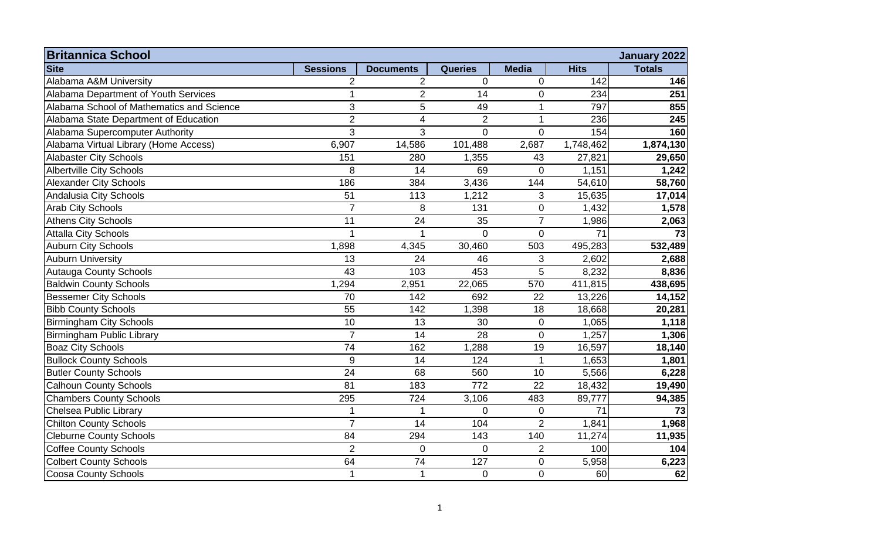| Britannica School | | | | | | January 2022 |
|---|---|---|---|---|---|---|
| **Site** | **Sessions** | **Documents** | **Queries** | **Media** | **Hits** | **Totals** |
| Alabama A&M University | 2 | 2 | 0 | 0 | 142 | **146** |
| Alabama Department of Youth Services | 1 | 2 | 14 | 0 | 234 | **251** |
| Alabama School of Mathematics and Science | 3 | 5 | 49 | 1 | 797 | **855** |
| Alabama State Department of Education | 2 | 4 | 2 | 1 | 236 | **245** |
| Alabama Supercomputer Authority | 3 | 3 | 0 | 0 | 154 | **160** |
| Alabama Virtual Library (Home Access) | 6,907 | 14,586 | 101,488 | 2,687 | 1,748,462 | **1,874,130** |
| Alabaster City Schools | 151 | 280 | 1,355 | 43 | 27,821 | **29,650** |
| Albertville City Schools | 8 | 14 | 69 | 0 | 1,151 | **1,242** |
| Alexander City Schools | 186 | 384 | 3,436 | 144 | 54,610 | **58,760** |
| Andalusia City Schools | 51 | 113 | 1,212 | 3 | 15,635 | **17,014** |
| Arab City Schools | 7 | 8 | 131 | 0 | 1,432 | **1,578** |
| Athens City Schools | 11 | 24 | 35 | 7 | 1,986 | **2,063** |
| Attalla City Schools | 1 | 1 | 0 | 0 | 71 | **73** |
| Auburn City Schools | 1,898 | 4,345 | 30,460 | 503 | 495,283 | **532,489** |
| Auburn University | 13 | 24 | 46 | 3 | 2,602 | **2,688** |
| Autauga County Schools | 43 | 103 | 453 | 5 | 8,232 | **8,836** |
| Baldwin County Schools | 1,294 | 2,951 | 22,065 | 570 | 411,815 | **438,695** |
| Bessemer City Schools | 70 | 142 | 692 | 22 | 13,226 | **14,152** |
| Bibb County Schools | 55 | 142 | 1,398 | 18 | 18,668 | **20,281** |
| Birmingham City Schools | 10 | 13 | 30 | 0 | 1,065 | **1,118** |
| Birmingham Public Library | 7 | 14 | 28 | 0 | 1,257 | **1,306** |
| Boaz City Schools | 74 | 162 | 1,288 | 19 | 16,597 | **18,140** |
| Bullock County Schools | 9 | 14 | 124 | 1 | 1,653 | **1,801** |
| Butler County Schools | 24 | 68 | 560 | 10 | 5,566 | **6,228** |
| Calhoun County Schools | 81 | 183 | 772 | 22 | 18,432 | **19,490** |
| Chambers County Schools | 295 | 724 | 3,106 | 483 | 89,777 | **94,385** |
| Chelsea Public Library | 1 | 1 | 0 | 0 | 71 | **73** |
| Chilton County Schools | 7 | 14 | 104 | 2 | 1,841 | **1,968** |
| Cleburne County Schools | 84 | 294 | 143 | 140 | 11,274 | **11,935** |
| Coffee County Schools | 2 | 0 | 0 | 2 | 100 | **104** |
| Colbert County Schools | 64 | 74 | 127 | 0 | 5,958 | **6,223** |
| Coosa County Schools | 1 | 1 | 0 | 0 | 60 | **62** |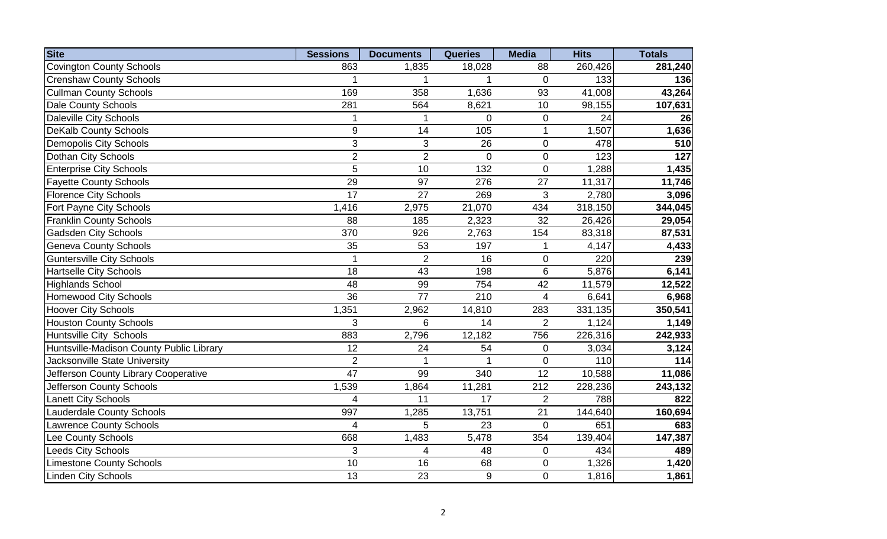| Site | Sessions | Documents | Queries | Media | Hits | Totals |
|---|---|---|---|---|---|---|
| Covington County Schools | 863 | 1,835 | 18,028 | 88 | 260,426 | **281,240** |
| Crenshaw County Schools | 1 | 1 | 1 | 0 | 133 | **136** |
| Cullman County Schools | 169 | 358 | 1,636 | 93 | 41,008 | **43,264** |
| Dale County Schools | 281 | 564 | 8,621 | 10 | 98,155 | **107,631** |
| Daleville City Schools | 1 | 1 | 0 | 0 | 24 | **26** |
| DeKalb County Schools | 9 | 14 | 105 | 1 | 1,507 | **1,636** |
| Demopolis City Schools | 3 | 3 | 26 | 0 | 478 | **510** |
| Dothan City Schools | 2 | 2 | 0 | 0 | 123 | **127** |
| Enterprise City Schools | 5 | 10 | 132 | 0 | 1,288 | **1,435** |
| Fayette County Schools | 29 | 97 | 276 | 27 | 11,317 | **11,746** |
| Florence City Schools | 17 | 27 | 269 | 3 | 2,780 | **3,096** |
| Fort Payne City Schools | 1,416 | 2,975 | 21,070 | 434 | 318,150 | **344,045** |
| Franklin County Schools | 88 | 185 | 2,323 | 32 | 26,426 | **29,054** |
| Gadsden City Schools | 370 | 926 | 2,763 | 154 | 83,318 | **87,531** |
| Geneva County Schools | 35 | 53 | 197 | 1 | 4,147 | **4,433** |
| Guntersville City Schools | 1 | 2 | 16 | 0 | 220 | **239** |
| Hartselle City Schools | 18 | 43 | 198 | 6 | 5,876 | **6,141** |
| Highlands School | 48 | 99 | 754 | 42 | 11,579 | **12,522** |
| Homewood City Schools | 36 | 77 | 210 | 4 | 6,641 | **6,968** |
| Hoover City Schools | 1,351 | 2,962 | 14,810 | 283 | 331,135 | **350,541** |
| Houston County Schools | 3 | 6 | 14 | 2 | 1,124 | **1,149** |
| Huntsville City Schools | 883 | 2,796 | 12,182 | 756 | 226,316 | **242,933** |
| Huntsville-Madison County Public Library | 12 | 24 | 54 | 0 | 3,034 | **3,124** |
| Jacksonville State University | 2 | 1 | 1 | 0 | 110 | **114** |
| Jefferson County Library Cooperative | 47 | 99 | 340 | 12 | 10,588 | **11,086** |
| Jefferson County Schools | 1,539 | 1,864 | 11,281 | 212 | 228,236 | **243,132** |
| Lanett City Schools | 4 | 11 | 17 | 2 | 788 | **822** |
| Lauderdale County Schools | 997 | 1,285 | 13,751 | 21 | 144,640 | **160,694** |
| Lawrence County Schools | 4 | 5 | 23 | 0 | 651 | **683** |
| Lee County Schools | 668 | 1,483 | 5,478 | 354 | 139,404 | **147,387** |
| Leeds City Schools | 3 | 4 | 48 | 0 | 434 | **489** |
| Limestone County Schools | 10 | 16 | 68 | 0 | 1,326 | **1,420** |
| Linden City Schools | 13 | 23 | 9 | 0 | 1,816 | **1,861** |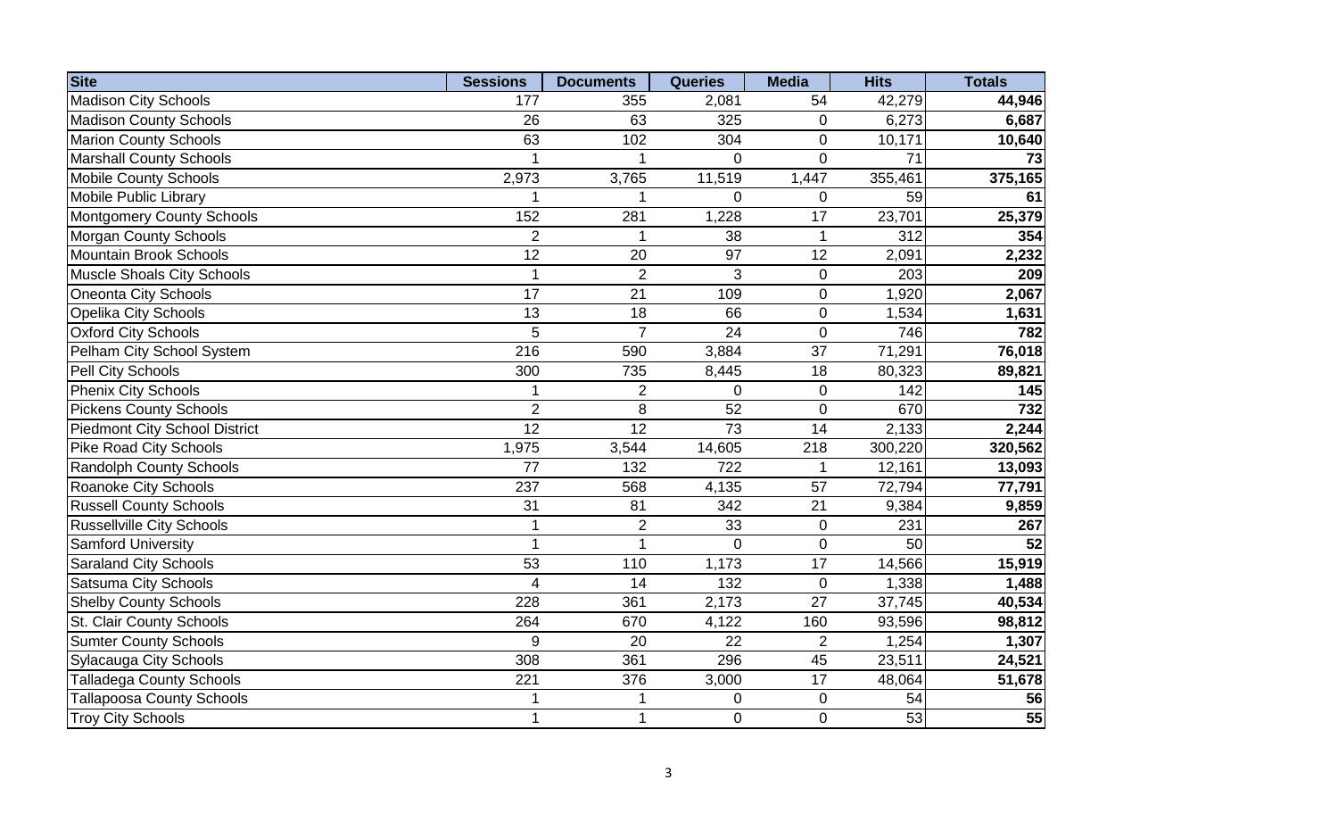| Site | Sessions | Documents | Queries | Media | Hits | Totals |
|---|---|---|---|---|---|---|
| Madison City Schools | 177 | 355 | 2,081 | 54 | 42,279 | **44,946** |
| Madison County Schools | 26 | 63 | 325 | 0 | 6,273 | **6,687** |
| Marion County Schools | 63 | 102 | 304 | 0 | 10,171 | **10,640** |
| Marshall County Schools | 1 | 1 | 0 | 0 | 71 | **73** |
| Mobile County Schools | 2,973 | 3,765 | 11,519 | 1,447 | 355,461 | **375,165** |
| Mobile Public Library | 1 | 1 | 0 | 0 | 59 | **61** |
| Montgomery County Schools | 152 | 281 | 1,228 | 17 | 23,701 | **25,379** |
| Morgan County Schools | 2 | 1 | 38 | 1 | 312 | **354** |
| Mountain Brook Schools | 12 | 20 | 97 | 12 | 2,091 | **2,232** |
| Muscle Shoals City Schools | 1 | 2 | 3 | 0 | 203 | **209** |
| Oneonta City Schools | 17 | 21 | 109 | 0 | 1,920 | **2,067** |
| Opelika City Schools | 13 | 18 | 66 | 0 | 1,534 | **1,631** |
| Oxford City Schools | 5 | 7 | 24 | 0 | 746 | **782** |
| Pelham City School System | 216 | 590 | 3,884 | 37 | 71,291 | **76,018** |
| Pell City Schools | 300 | 735 | 8,445 | 18 | 80,323 | **89,821** |
| Phenix City Schools | 1 | 2 | 0 | 0 | 142 | **145** |
| Pickens County Schools | 2 | 8 | 52 | 0 | 670 | **732** |
| Piedmont City School District | 12 | 12 | 73 | 14 | 2,133 | **2,244** |
| Pike Road City Schools | 1,975 | 3,544 | 14,605 | 218 | 300,220 | **320,562** |
| Randolph County Schools | 77 | 132 | 722 | 1 | 12,161 | **13,093** |
| Roanoke City Schools | 237 | 568 | 4,135 | 57 | 72,794 | **77,791** |
| Russell County Schools | 31 | 81 | 342 | 21 | 9,384 | **9,859** |
| Russellville City Schools | 1 | 2 | 33 | 0 | 231 | **267** |
| Samford University | 1 | 1 | 0 | 0 | 50 | **52** |
| Saraland City Schools | 53 | 110 | 1,173 | 17 | 14,566 | **15,919** |
| Satsuma City Schools | 4 | 14 | 132 | 0 | 1,338 | **1,488** |
| Shelby County Schools | 228 | 361 | 2,173 | 27 | 37,745 | **40,534** |
| St. Clair County Schools | 264 | 670 | 4,122 | 160 | 93,596 | **98,812** |
| Sumter County Schools | 9 | 20 | 22 | 2 | 1,254 | **1,307** |
| Sylacauga City Schools | 308 | 361 | 296 | 45 | 23,511 | **24,521** |
| Talladega County Schools | 221 | 376 | 3,000 | 17 | 48,064 | **51,678** |
| Tallapoosa County Schools | 1 | 1 | 0 | 0 | 54 | **56** |
| Troy City Schools | 1 | 1 | 0 | 0 | 53 | **55** |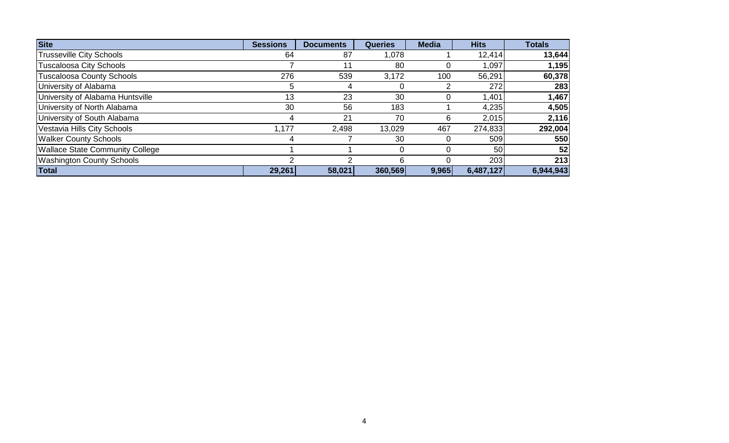| Site | Sessions | Documents | Queries | Media | Hits | Totals |
|---|---|---|---|---|---|---|
| Trusseville City Schools | 64 | 87 | 1,078 | 1 | 12,414 | **13,644** |
| Tuscaloosa City Schools | 7 | 11 | 80 | 0 | 1,097 | **1,195** |
| Tuscaloosa County Schools | 276 | 539 | 3,172 | 100 | 56,291 | **60,378** |
| University of Alabama | 5 | 4 | 0 | 2 | 272 | **283** |
| University of Alabama Huntsville | 13 | 23 | 30 | 0 | 1,401 | **1,467** |
| University of North Alabama | 30 | 56 | 183 | 1 | 4,235 | **4,505** |
| University of South Alabama | 4 | 21 | 70 | 6 | 2,015 | **2,116** |
| Vestavia Hills City Schools | 1,177 | 2,498 | 13,029 | 467 | 274,833 | **292,004** |
| Walker County Schools | 4 | 7 | 30 | 0 | 509 | **550** |
| Wallace State Community College | 1 | 1 | 0 | 0 | 50 | **52** |
| Washington County Schools | 2 | 2 | 6 | 0 | 203 | **213** |
| **Total** | **29,261** | **58,021** | **360,569** | **9,965** | **6,487,127** | **6,944,943** |